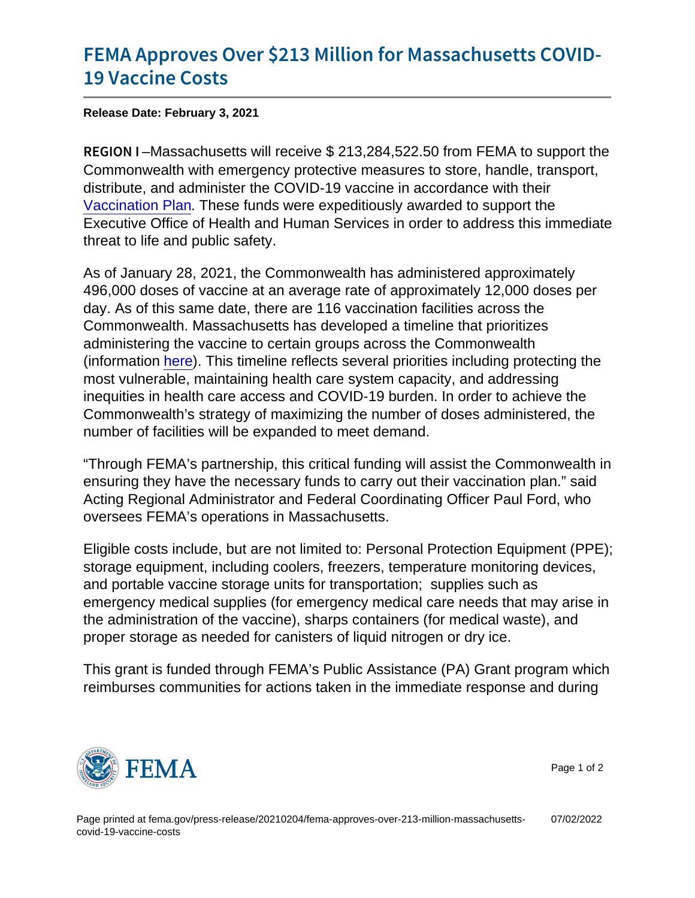# FEMA Approves Over $213 Million for Massachusetts COVID-19 Vaccine Costs

**Release Date: February 3, 2021**

**REGION I** –Massachusetts will receive $ 213,284,522.50 from FEMA to support the Commonwealth with emergency protective measures to store, handle, transport, distribute, and administer the COVID-19 vaccine in accordance with their Vaccination Plan. These funds were expeditiously awarded to support the Executive Office of Health and Human Services in order to address this immediate threat to life and public safety.

As of January 28, 2021, the Commonwealth has administered approximately 496,000 doses of vaccine at an average rate of approximately 12,000 doses per day. As of this same date, there are 116 vaccination facilities across the Commonwealth. Massachusetts has developed a timeline that prioritizes administering the vaccine to certain groups across the Commonwealth (information here). This timeline reflects several priorities including protecting the most vulnerable, maintaining health care system capacity, and addressing inequities in health care access and COVID-19 burden. In order to achieve the Commonwealth's strategy of maximizing the number of doses administered, the number of facilities will be expanded to meet demand.

"Through FEMA's partnership, this critical funding will assist the Commonwealth in ensuring they have the necessary funds to carry out their vaccination plan." said Acting Regional Administrator and Federal Coordinating Officer Paul Ford, who oversees FEMA's operations in Massachusetts.

Eligible costs include, but are not limited to: Personal Protection Equipment (PPE); storage equipment, including coolers, freezers, temperature monitoring devices, and portable vaccine storage units for transportation; supplies such as emergency medical supplies (for emergency medical care needs that may arise in the administration of the vaccine), sharps containers (for medical waste), and proper storage as needed for canisters of liquid nitrogen or dry ice.

This grant is funded through FEMA's Public Assistance (PA) Grant program which reimburses communities for actions taken in the immediate response and during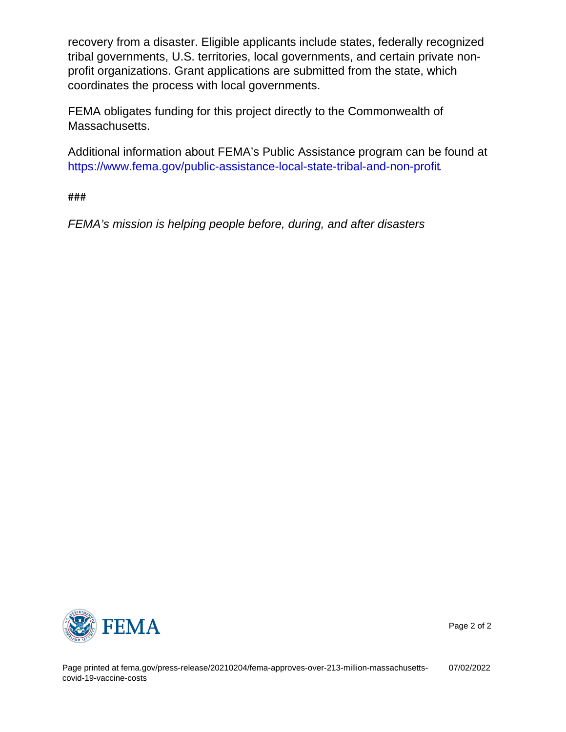recovery from a disaster. Eligible applicants include states, federally recognized tribal governments, U.S. territories, local governments, and certain private non-profit organizations. Grant applications are submitted from the state, which coordinates the process with local governments.

FEMA obligates funding for this project directly to the Commonwealth of Massachusetts.

Additional information about FEMA's Public Assistance program can be found at https://www.fema.gov/public-assistance-local-state-tribal-and-non-profit.

###

*FEMA's mission is helping people before, during, and after disasters*